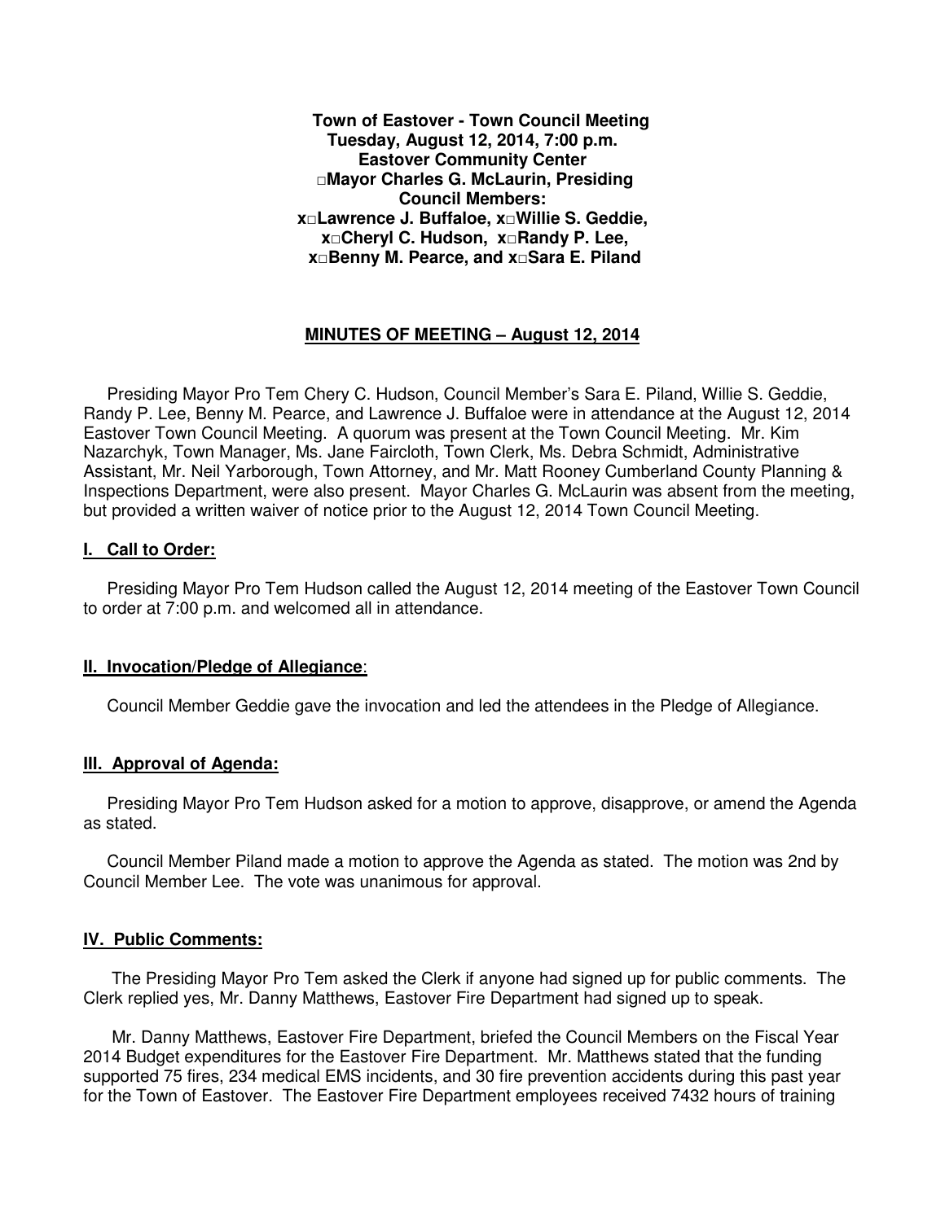**Town of Eastover - Town Council Meeting**
**Tuesday, August 12, 2014, 7:00 p.m.**
**Eastover Community Center**
**□Mayor Charles G. McLaurin, Presiding**
**Council Members:**
**x□Lawrence J. Buffaloe, x□Willie S. Geddie,**
**x□Cheryl C. Hudson, x□Randy P. Lee,**
**x□Benny M. Pearce, and x□Sara E. Piland**

**MINUTES OF MEETING – August 12, 2014**

Presiding Mayor Pro Tem Chery C. Hudson, Council Member's Sara E. Piland, Willie S. Geddie, Randy P. Lee, Benny M. Pearce, and Lawrence J. Buffaloe were in attendance at the August 12, 2014 Eastover Town Council Meeting. A quorum was present at the Town Council Meeting. Mr. Kim Nazarchyk, Town Manager, Ms. Jane Faircloth, Town Clerk, Ms. Debra Schmidt, Administrative Assistant, Mr. Neil Yarborough, Town Attorney, and Mr. Matt Rooney Cumberland County Planning & Inspections Department, were also present. Mayor Charles G. McLaurin was absent from the meeting, but provided a written waiver of notice prior to the August 12, 2014 Town Council Meeting.

## I. Call to Order:

Presiding Mayor Pro Tem Hudson called the August 12, 2014 meeting of the Eastover Town Council to order at 7:00 p.m. and welcomed all in attendance.

## II. Invocation/Pledge of Allegiance:

Council Member Geddie gave the invocation and led the attendees in the Pledge of Allegiance.

## III. Approval of Agenda:

Presiding Mayor Pro Tem Hudson asked for a motion to approve, disapprove, or amend the Agenda as stated.

Council Member Piland made a motion to approve the Agenda as stated. The motion was 2nd by Council Member Lee. The vote was unanimous for approval.

## IV. Public Comments:

The Presiding Mayor Pro Tem asked the Clerk if anyone had signed up for public comments. The Clerk replied yes, Mr. Danny Matthews, Eastover Fire Department had signed up to speak.

Mr. Danny Matthews, Eastover Fire Department, briefed the Council Members on the Fiscal Year 2014 Budget expenditures for the Eastover Fire Department. Mr. Matthews stated that the funding supported 75 fires, 234 medical EMS incidents, and 30 fire prevention accidents during this past year for the Town of Eastover. The Eastover Fire Department employees received 7432 hours of training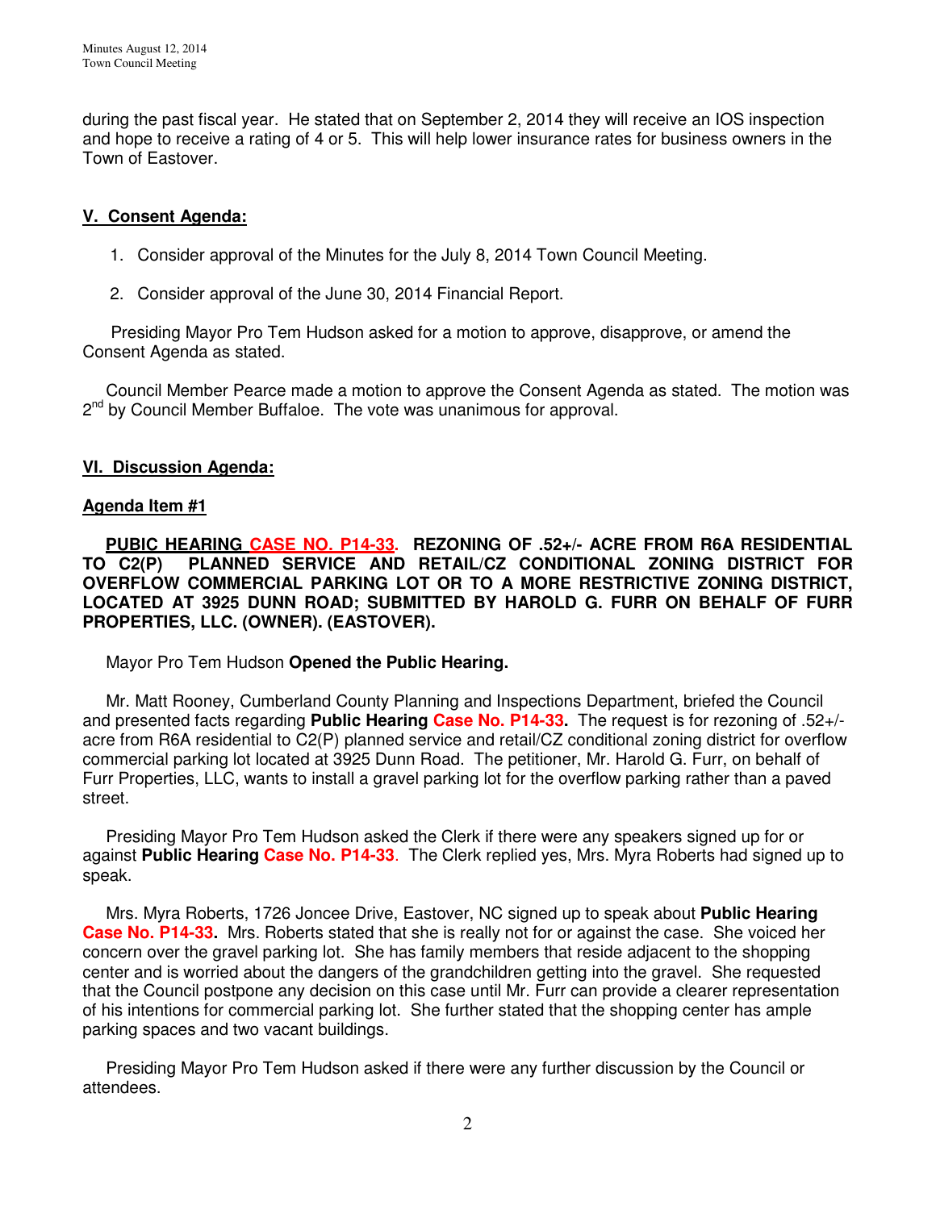during the past fiscal year. He stated that on September 2, 2014 they will receive an IOS inspection and hope to receive a rating of 4 or 5. This will help lower insurance rates for business owners in the Town of Eastover.

## V. Consent Agenda:

1. Consider approval of the Minutes for the July 8, 2014 Town Council Meeting.

2. Consider approval of the June 30, 2014 Financial Report.

Presiding Mayor Pro Tem Hudson asked for a motion to approve, disapprove, or amend the Consent Agenda as stated.

Council Member Pearce made a motion to approve the Consent Agenda as stated. The motion was 2nd by Council Member Buffaloe. The vote was unanimous for approval.

## VI. Discussion Agenda:

### Agenda Item #1

**PUBIC HEARING CASE NO. P14-33. REZONING OF .52+/- ACRE FROM R6A RESIDENTIAL TO C2(P) PLANNED SERVICE AND RETAIL/CZ CONDITIONAL ZONING DISTRICT FOR OVERFLOW COMMERCIAL PARKING LOT OR TO A MORE RESTRICTIVE ZONING DISTRICT, LOCATED AT 3925 DUNN ROAD; SUBMITTED BY HAROLD G. FURR ON BEHALF OF FURR PROPERTIES, LLC. (OWNER). (EASTOVER).**

Mayor Pro Tem Hudson **Opened the Public Hearing.**

Mr. Matt Rooney, Cumberland County Planning and Inspections Department, briefed the Council and presented facts regarding **Public Hearing Case No. P14-33.** The request is for rezoning of .52+/- acre from R6A residential to C2(P) planned service and retail/CZ conditional zoning district for overflow commercial parking lot located at 3925 Dunn Road. The petitioner, Mr. Harold G. Furr, on behalf of Furr Properties, LLC, wants to install a gravel parking lot for the overflow parking rather than a paved street.

Presiding Mayor Pro Tem Hudson asked the Clerk if there were any speakers signed up for or against **Public Hearing Case No. P14-33**. The Clerk replied yes, Mrs. Myra Roberts had signed up to speak.

Mrs. Myra Roberts, 1726 Joncee Drive, Eastover, NC signed up to speak about **Public Hearing Case No. P14-33.** Mrs. Roberts stated that she is really not for or against the case. She voiced her concern over the gravel parking lot. She has family members that reside adjacent to the shopping center and is worried about the dangers of the grandchildren getting into the gravel. She requested that the Council postpone any decision on this case until Mr. Furr can provide a clearer representation of his intentions for commercial parking lot. She further stated that the shopping center has ample parking spaces and two vacant buildings.

Presiding Mayor Pro Tem Hudson asked if there were any further discussion by the Council or attendees.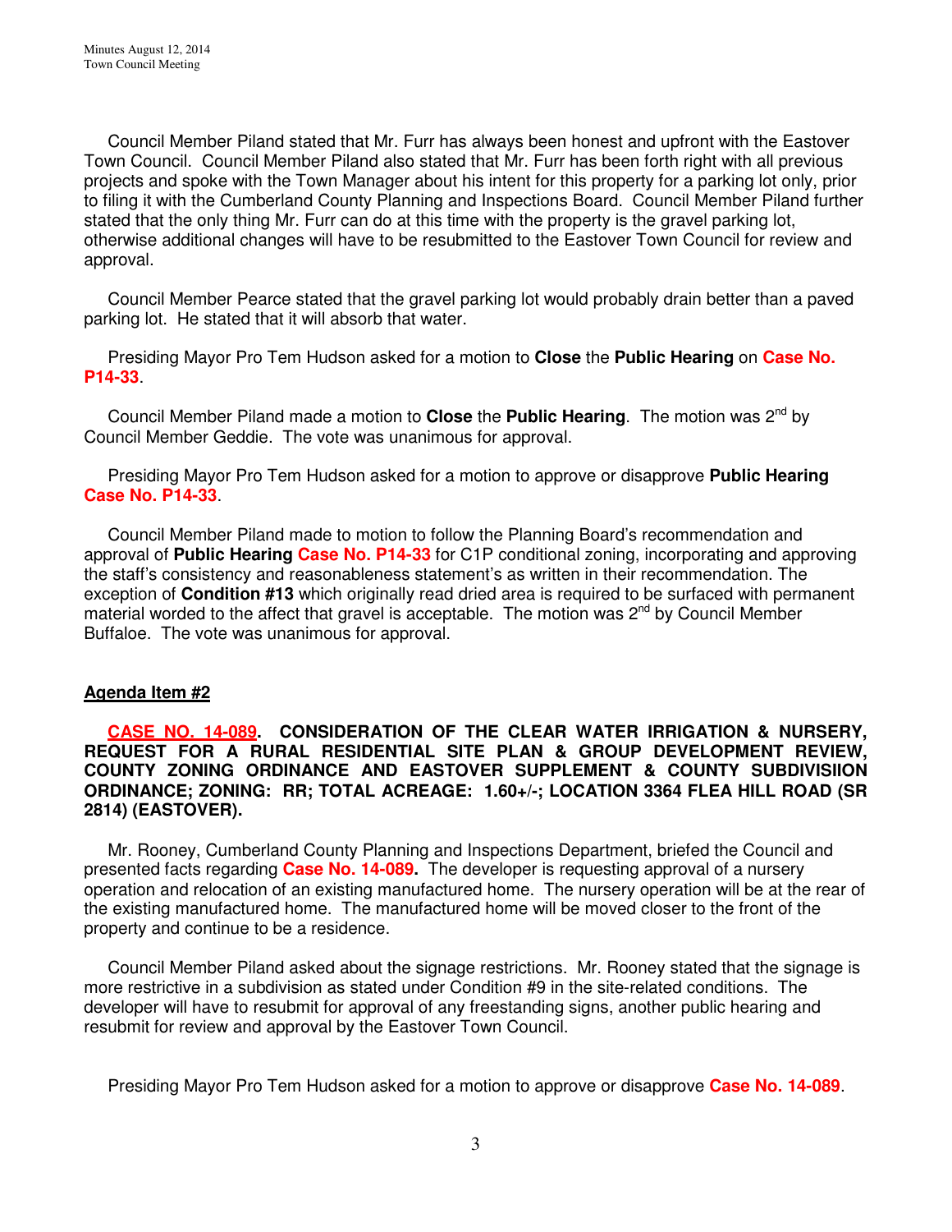Council Member Piland stated that Mr. Furr has always been honest and upfront with the Eastover Town Council. Council Member Piland also stated that Mr. Furr has been forth right with all previous projects and spoke with the Town Manager about his intent for this property for a parking lot only, prior to filing it with the Cumberland County Planning and Inspections Board. Council Member Piland further stated that the only thing Mr. Furr can do at this time with the property is the gravel parking lot, otherwise additional changes will have to be resubmitted to the Eastover Town Council for review and approval.

Council Member Pearce stated that the gravel parking lot would probably drain better than a paved parking lot. He stated that it will absorb that water.

Presiding Mayor Pro Tem Hudson asked for a motion to **Close** the **Public Hearing** on **Case No. P14-33**.

Council Member Piland made a motion to **Close** the **Public Hearing**. The motion was 2[nd] by Council Member Geddie. The vote was unanimous for approval.

Presiding Mayor Pro Tem Hudson asked for a motion to approve or disapprove **Public Hearing Case No. P14-33**.

Council Member Piland made to motion to follow the Planning Board's recommendation and approval of **Public Hearing Case No. P14-33** for C1P conditional zoning, incorporating and approving the staff's consistency and reasonableness statement's as written in their recommendation. The exception of **Condition #13** which originally read dried area is required to be surfaced with permanent material worded to the affect that gravel is acceptable. The motion was 2[nd] by Council Member Buffaloe. The vote was unanimous for approval.

## Agenda Item #2

**CASE NO. 14-089. CONSIDERATION OF THE CLEAR WATER IRRIGATION & NURSERY, REQUEST FOR A RURAL RESIDENTIAL SITE PLAN & GROUP DEVELOPMENT REVIEW, COUNTY ZONING ORDINANCE AND EASTOVER SUPPLEMENT & COUNTY SUBDIVISIION ORDINANCE; ZONING: RR; TOTAL ACREAGE: 1.60+/-; LOCATION 3364 FLEA HILL ROAD (SR 2814) (EASTOVER).**

Mr. Rooney, Cumberland County Planning and Inspections Department, briefed the Council and presented facts regarding **Case No. 14-089.** The developer is requesting approval of a nursery operation and relocation of an existing manufactured home. The nursery operation will be at the rear of the existing manufactured home. The manufactured home will be moved closer to the front of the property and continue to be a residence.

Council Member Piland asked about the signage restrictions. Mr. Rooney stated that the signage is more restrictive in a subdivision as stated under Condition #9 in the site-related conditions. The developer will have to resubmit for approval of any freestanding signs, another public hearing and resubmit for review and approval by the Eastover Town Council.

Presiding Mayor Pro Tem Hudson asked for a motion to approve or disapprove **Case No. 14-089**.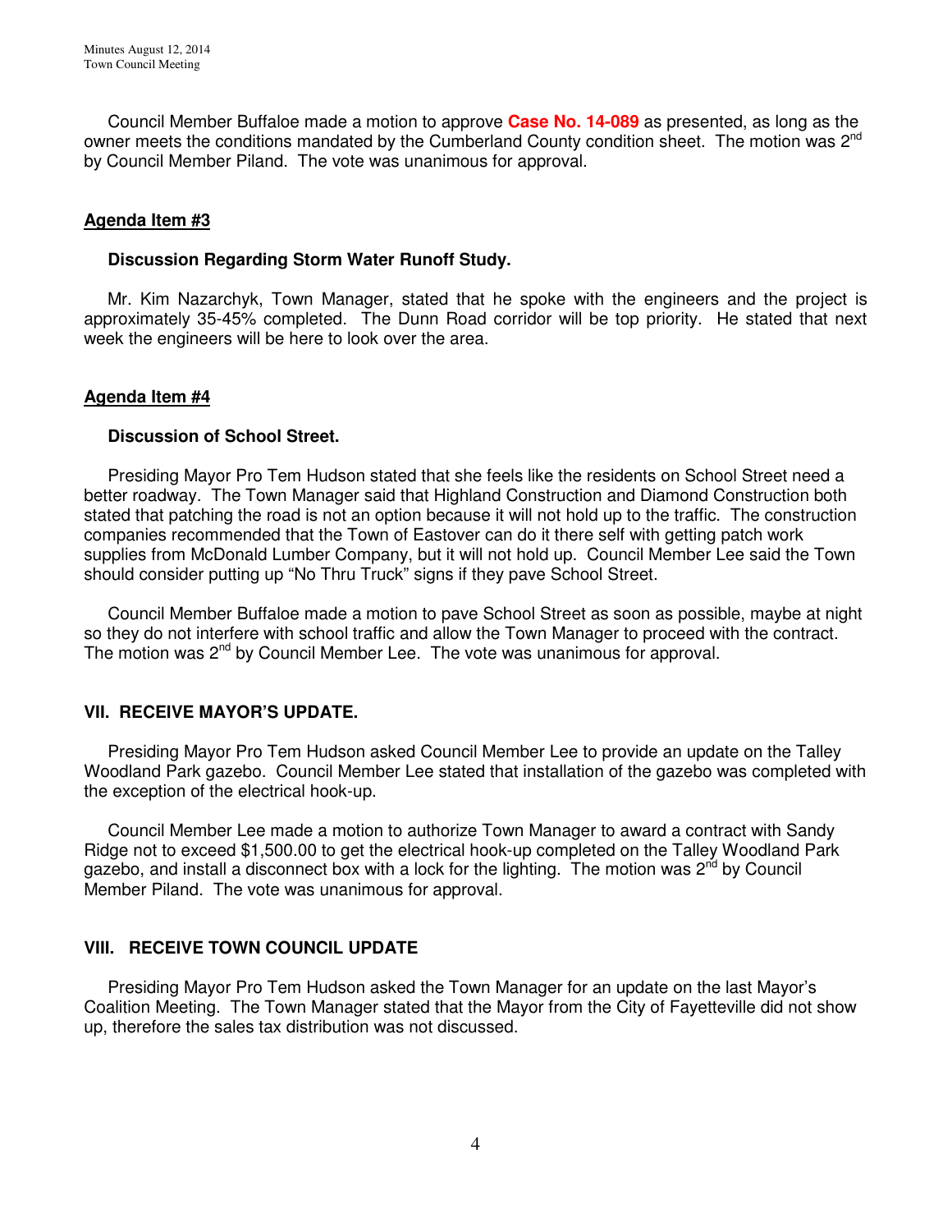Council Member Buffaloe made a motion to approve **Case No. 14-089** as presented, as long as the owner meets the conditions mandated by the Cumberland County condition sheet. The motion was 2nd by Council Member Piland. The vote was unanimous for approval.

**Agenda Item #3**

**Discussion Regarding Storm Water Runoff Study.**

Mr. Kim Nazarchyk, Town Manager, stated that he spoke with the engineers and the project is approximately 35-45% completed. The Dunn Road corridor will be top priority. He stated that next week the engineers will be here to look over the area.

**Agenda Item #4**

**Discussion of School Street.**

Presiding Mayor Pro Tem Hudson stated that she feels like the residents on School Street need a better roadway. The Town Manager said that Highland Construction and Diamond Construction both stated that patching the road is not an option because it will not hold up to the traffic. The construction companies recommended that the Town of Eastover can do it there self with getting patch work supplies from McDonald Lumber Company, but it will not hold up. Council Member Lee said the Town should consider putting up "No Thru Truck" signs if they pave School Street.

Council Member Buffaloe made a motion to pave School Street as soon as possible, maybe at night so they do not interfere with school traffic and allow the Town Manager to proceed with the contract. The motion was 2nd by Council Member Lee. The vote was unanimous for approval.

## VII. RECEIVE MAYOR'S UPDATE.

Presiding Mayor Pro Tem Hudson asked Council Member Lee to provide an update on the Talley Woodland Park gazebo. Council Member Lee stated that installation of the gazebo was completed with the exception of the electrical hook-up.

Council Member Lee made a motion to authorize Town Manager to award a contract with Sandy Ridge not to exceed $1,500.00 to get the electrical hook-up completed on the Talley Woodland Park gazebo, and install a disconnect box with a lock for the lighting. The motion was 2nd by Council Member Piland. The vote was unanimous for approval.

## VIII. RECEIVE TOWN COUNCIL UPDATE

Presiding Mayor Pro Tem Hudson asked the Town Manager for an update on the last Mayor's Coalition Meeting. The Town Manager stated that the Mayor from the City of Fayetteville did not show up, therefore the sales tax distribution was not discussed.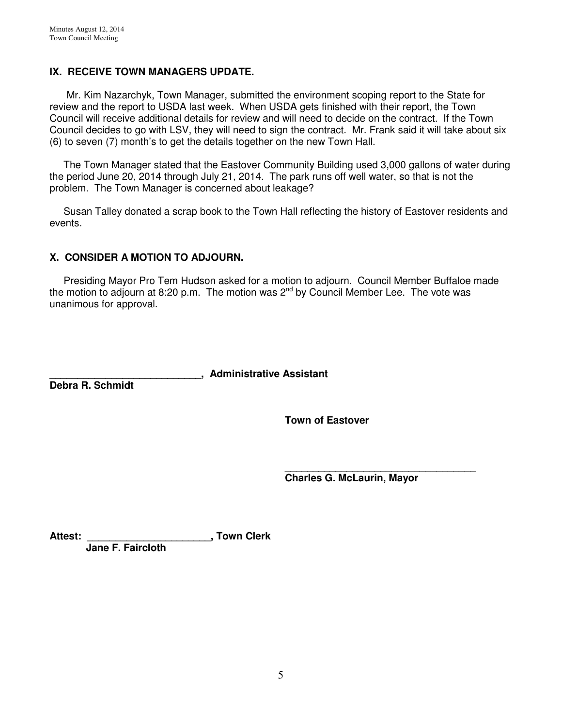## IX. RECEIVE TOWN MANAGERS UPDATE.

Mr. Kim Nazarchyk, Town Manager, submitted the environment scoping report to the State for review and the report to USDA last week. When USDA gets finished with their report, the Town Council will receive additional details for review and will need to decide on the contract. If the Town Council decides to go with LSV, they will need to sign the contract. Mr. Frank said it will take about six (6) to seven (7) month's to get the details together on the new Town Hall.

The Town Manager stated that the Eastover Community Building used 3,000 gallons of water during the period June 20, 2014 through July 21, 2014. The park runs off well water, so that is not the problem. The Town Manager is concerned about leakage?

Susan Talley donated a scrap book to the Town Hall reflecting the history of Eastover residents and events.

## X. CONSIDER A MOTION TO ADJOURN.

Presiding Mayor Pro Tem Hudson asked for a motion to adjourn. Council Member Buffaloe made the motion to adjourn at 8:20 p.m. The motion was 2nd by Council Member Lee. The vote was unanimous for approval.

**___________________________, Administrative Assistant**
**Debra R. Schmidt**

**Town of Eastover**

___________________________________
**Charles G. McLaurin, Mayor**

**Attest: ______________________, Town Clerk**
**Jane F. Faircloth**